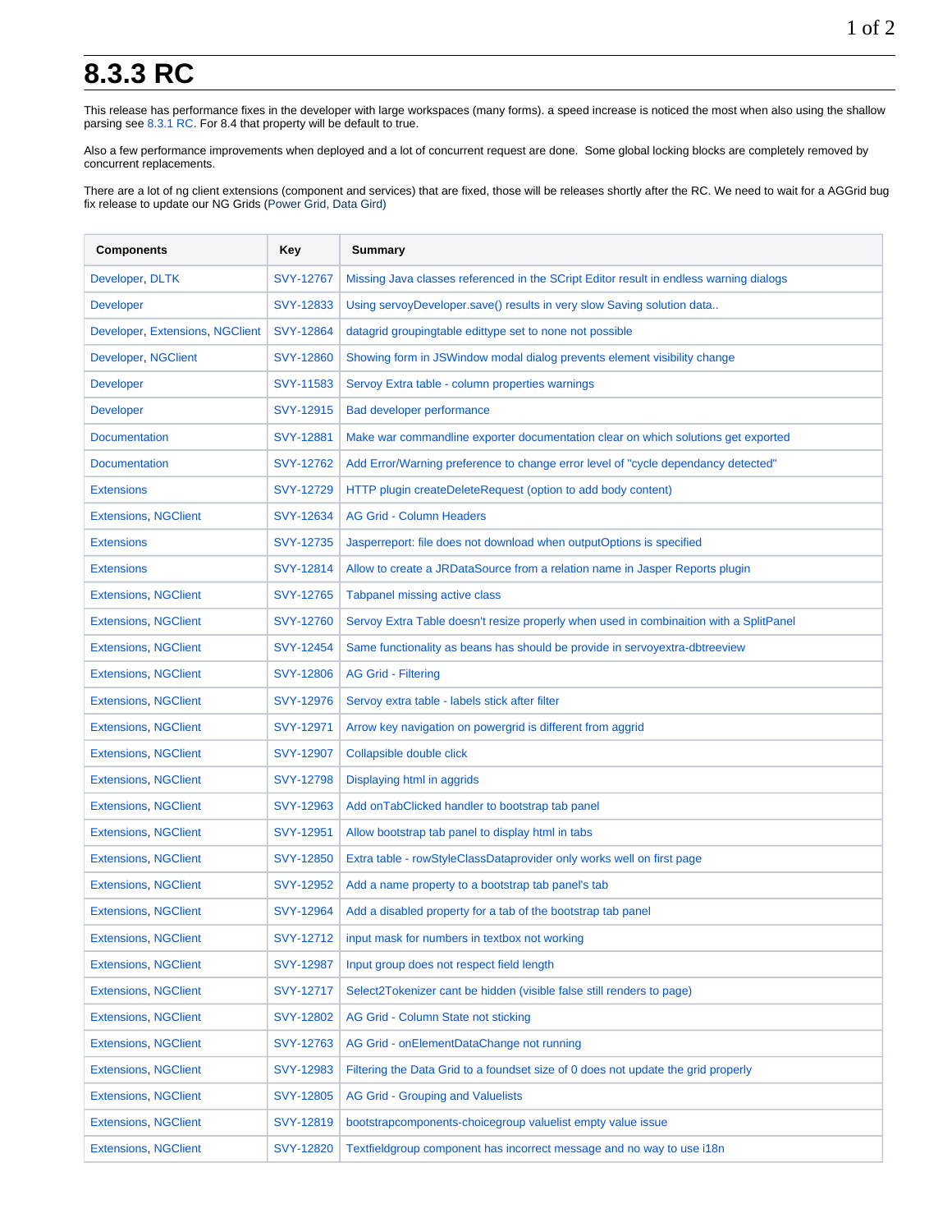# 8.3.3 RC

This release has performance fixes in the developer with large workspaces (many forms). a speed increase is noticed the most when also using the shallow parsing see 8.3.1 RC. For 8.4 that property will be default to true.

Also a few performance improvements when deployed and a lot of concurrent request are done. Some global locking blocks are completely removed by concurrent replacements.

There are a lot of ng client extensions (component and services) that are fixed, those will be releases shortly after the RC. We need to wait for a AGGrid bug fix release to update our NG Grids (Power Grid, Data Gird)

| Components | Key | Summary |
|---|---|---|
| Developer, DLTK | SVY-12767 | Missing Java classes referenced in the SCript Editor result in endless warning dialogs |
| Developer | SVY-12833 | Using servoyDeveloper.save() results in very slow Saving solution data.. |
| Developer, Extensions, NGClient | SVY-12864 | datagrid groupingtable edittype set to none not possible |
| Developer, NGClient | SVY-12860 | Showing form in JSWindow modal dialog prevents element visibility change |
| Developer | SVY-11583 | Servoy Extra table - column properties warnings |
| Developer | SVY-12915 | Bad developer performance |
| Documentation | SVY-12881 | Make war commandline exporter documentation clear on which solutions get exported |
| Documentation | SVY-12762 | Add Error/Warning preference to change error level of "cycle dependancy detected" |
| Extensions | SVY-12729 | HTTP plugin createDeleteRequest (option to add body content) |
| Extensions, NGClient | SVY-12634 | AG Grid - Column Headers |
| Extensions | SVY-12735 | Jasperreport: file does not download when outputOptions is specified |
| Extensions | SVY-12814 | Allow to create a JRDataSource from a relation name in Jasper Reports plugin |
| Extensions, NGClient | SVY-12765 | Tabpanel missing active class |
| Extensions, NGClient | SVY-12760 | Servoy Extra Table doesn't resize properly when used in combinaition with a SplitPanel |
| Extensions, NGClient | SVY-12454 | Same functionality as beans has should be provide in servoyextra-dbtreeview |
| Extensions, NGClient | SVY-12806 | AG Grid - Filtering |
| Extensions, NGClient | SVY-12976 | Servoy extra table - labels stick after filter |
| Extensions, NGClient | SVY-12971 | Arrow key navigation on powergrid is different from aggrid |
| Extensions, NGClient | SVY-12907 | Collapsible double click |
| Extensions, NGClient | SVY-12798 | Displaying html in aggrids |
| Extensions, NGClient | SVY-12963 | Add onTabClicked handler to bootstrap tab panel |
| Extensions, NGClient | SVY-12951 | Allow bootstrap tab panel to display html in tabs |
| Extensions, NGClient | SVY-12850 | Extra table - rowStyleClassDataprovider only works well on first page |
| Extensions, NGClient | SVY-12952 | Add a name property to a bootstrap tab panel's tab |
| Extensions, NGClient | SVY-12964 | Add a disabled property for a tab of the bootstrap tab panel |
| Extensions, NGClient | SVY-12712 | input mask for numbers in textbox not working |
| Extensions, NGClient | SVY-12987 | Input group does not respect field length |
| Extensions, NGClient | SVY-12717 | Select2Tokenizer cant be hidden (visible false still renders to page) |
| Extensions, NGClient | SVY-12802 | AG Grid - Column State not sticking |
| Extensions, NGClient | SVY-12763 | AG Grid - onElementDataChange not running |
| Extensions, NGClient | SVY-12983 | Filtering the Data Grid to a foundset size of 0 does not update the grid properly |
| Extensions, NGClient | SVY-12805 | AG Grid - Grouping and Valuelists |
| Extensions, NGClient | SVY-12819 | bootstrapcomponents-choicegroup valuelist empty value issue |
| Extensions, NGClient | SVY-12820 | Textfieldgroup component has incorrect message and no way to use i18n |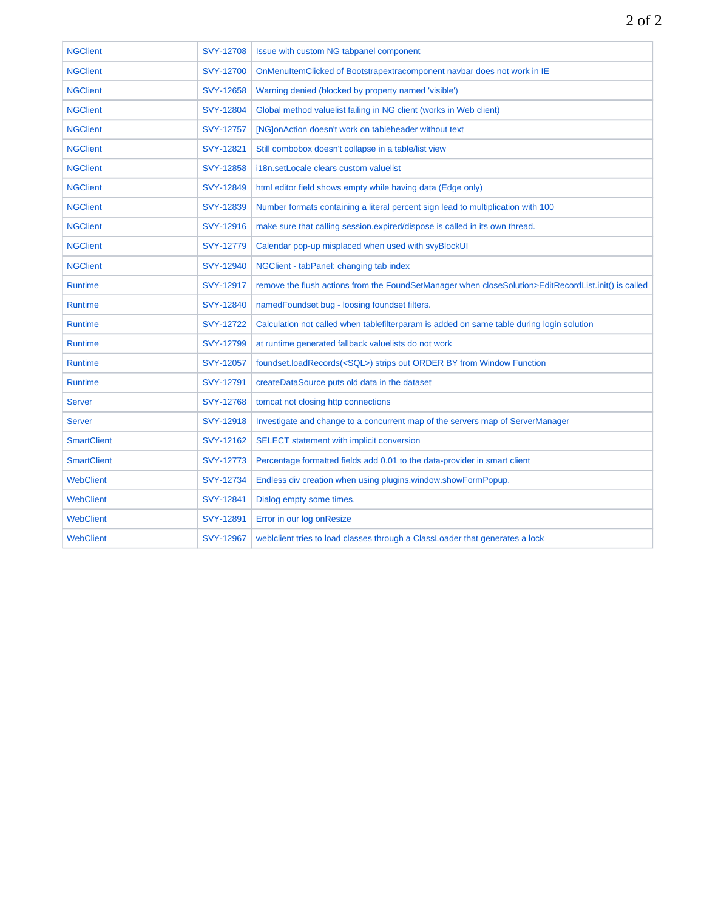| | | |
|---|---|---|
| NGClient | SVY-12708 | Issue with custom NG tabpanel component |
| NGClient | SVY-12700 | OnMenuItemClicked of Bootstrapextracomponent navbar does not work in IE |
| NGClient | SVY-12658 | Warning denied (blocked by property named 'visible') |
| NGClient | SVY-12804 | Global method valuelist failing in NG client (works in Web client) |
| NGClient | SVY-12757 | [NG]onAction doesn't work on tableheader without text |
| NGClient | SVY-12821 | Still combobox doesn't collapse in a table/list view |
| NGClient | SVY-12858 | i18n.setLocale clears custom valuelist |
| NGClient | SVY-12849 | html editor field shows empty while having data (Edge only) |
| NGClient | SVY-12839 | Number formats containing a literal percent sign lead to multiplication with 100 |
| NGClient | SVY-12916 | make sure that calling session.expired/dispose is called in its own thread. |
| NGClient | SVY-12779 | Calendar pop-up misplaced when used with svyBlockUI |
| NGClient | SVY-12940 | NGClient - tabPanel: changing tab index |
| Runtime | SVY-12917 | remove the flush actions from the FoundSetManager when closeSolution>EditRecordList.init() is called |
| Runtime | SVY-12840 | namedFoundset bug - loosing foundset filters. |
| Runtime | SVY-12722 | Calculation not called when tablefilterparam is added on same table during login solution |
| Runtime | SVY-12799 | at runtime generated fallback valuelists do not work |
| Runtime | SVY-12057 | foundset.loadRecords(<SQL>) strips out ORDER BY from Window Function |
| Runtime | SVY-12791 | createDataSource puts old data in the dataset |
| Server | SVY-12768 | tomcat not closing http connections |
| Server | SVY-12918 | Investigate and change to a concurrent map of the servers map of ServerManager |
| SmartClient | SVY-12162 | SELECT statement with implicit conversion |
| SmartClient | SVY-12773 | Percentage formatted fields add 0.01 to the data-provider in smart client |
| WebClient | SVY-12734 | Endless div creation when using plugins.window.showFormPopup. |
| WebClient | SVY-12841 | Dialog empty some times. |
| WebClient | SVY-12891 | Error in our log onResize |
| WebClient | SVY-12967 | weblclient tries to load classes through a ClassLoader that generates a lock |